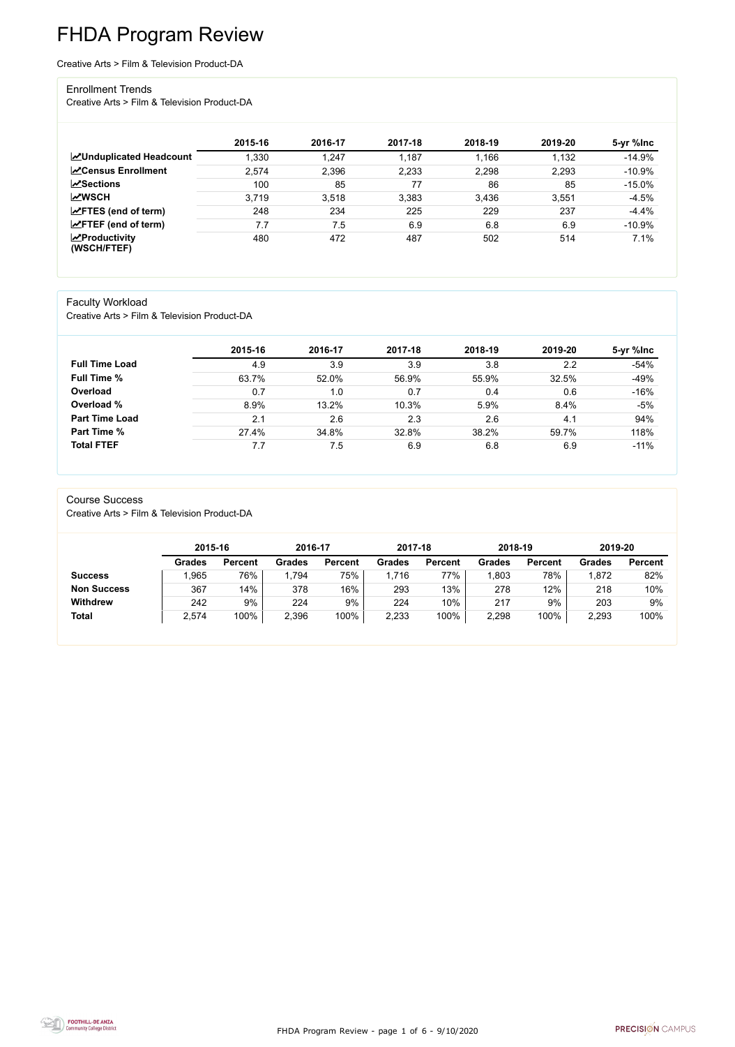# FHDA Program Review

Creative Arts > Film & Television Product-DA

## Enrollment Trends

Creative Arts > Film & Television Product-DA

| | 2015-16 | 2016-17 | 2017-18 | 2018-19 | 2019-20 | 5-yr %Inc |
|---|---|---|---|---|---|---|
| **Unduplicated Headcount** | 1,330 | 1,247 | 1,187 | 1,166 | 1,132 | -14.9% |
| **Census Enrollment** | 2,574 | 2,396 | 2,233 | 2,298 | 2,293 | -10.9% |
| **Sections** | 100 | 85 | 77 | 86 | 85 | -15.0% |
| **WSCH** | 3,719 | 3,518 | 3,383 | 3,436 | 3,551 | -4.5% |
| **FTES (end of term)** | 248 | 234 | 225 | 229 | 237 | -4.4% |
| **FTEF (end of term)** | 7.7 | 7.5 | 6.9 | 6.8 | 6.9 | -10.9% |
| **Productivity (WSCH/FTEF)** | 480 | 472 | 487 | 502 | 514 | 7.1% |

## Faculty Workload

Creative Arts > Film & Television Product-DA

| | 2015-16 | 2016-17 | 2017-18 | 2018-19 | 2019-20 | 5-yr %Inc |
|---|---|---|---|---|---|---|
| **Full Time Load** | 4.9 | 3.9 | 3.9 | 3.8 | 2.2 | -54% |
| **Full Time %** | 63.7% | 52.0% | 56.9% | 55.9% | 32.5% | -49% |
| **Overload** | 0.7 | 1.0 | 0.7 | 0.4 | 0.6 | -16% |
| **Overload %** | 8.9% | 13.2% | 10.3% | 5.9% | 8.4% | -5% |
| **Part Time Load** | 2.1 | 2.6 | 2.3 | 2.6 | 4.1 | 94% |
| **Part Time %** | 27.4% | 34.8% | 32.8% | 38.2% | 59.7% | 118% |
| **Total FTEF** | 7.7 | 7.5 | 6.9 | 6.8 | 6.9 | -11% |

## Course Success

Creative Arts > Film & Television Product-DA

| | 2015-16 | | 2016-17 | | 2017-18 | | 2018-19 | | 2019-20 | |
|---|---|---|---|---|---|---|---|---|---|---|
| | **Grades** | **Percent** | **Grades** | **Percent** | **Grades** | **Percent** | **Grades** | **Percent** | **Grades** | **Percent** |
| **Success** | 1,965 | 76% | 1,794 | 75% | 1,716 | 77% | 1,803 | 78% | 1,872 | 82% |
| **Non Success** | 367 | 14% | 378 | 16% | 293 | 13% | 278 | 12% | 218 | 10% |
| **Withdrew** | 242 | 9% | 224 | 9% | 224 | 10% | 217 | 9% | 203 | 9% |
| **Total** | 2,574 | 100% | 2,396 | 100% | 2,233 | 100% | 2,298 | 100% | 2,293 | 100% |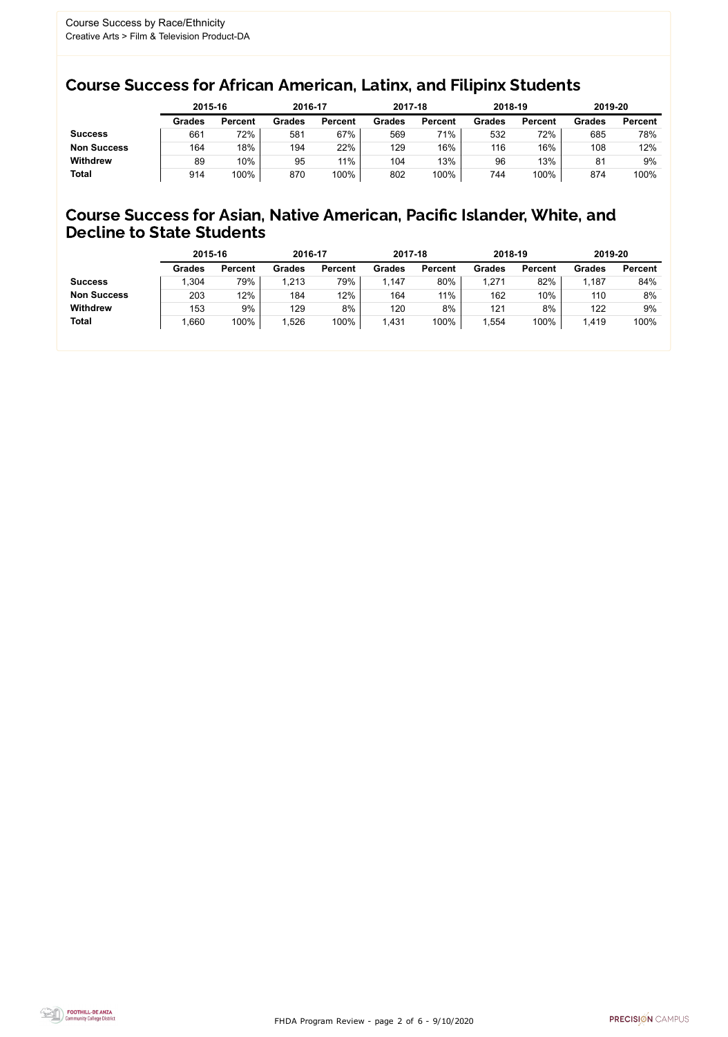Course Success by Race/Ethnicity
Creative Arts > Film & Television Product-DA

## Course Success for African American, Latinx, and Filipinx Students

| | 2015-16 | | 2016-17 | | 2017-18 | | 2018-19 | | 2019-20 | |
|---|---|---|---|---|---|---|---|---|---|---|
| | **Grades** | **Percent** | **Grades** | **Percent** | **Grades** | **Percent** | **Grades** | **Percent** | **Grades** | **Percent** |
| **Success** | 661 | 72% | 581 | 67% | 569 | 71% | 532 | 72% | 685 | 78% |
| **Non Success** | 164 | 18% | 194 | 22% | 129 | 16% | 116 | 16% | 108 | 12% |
| **Withdrew** | 89 | 10% | 95 | 11% | 104 | 13% | 96 | 13% | 81 | 9% |
| **Total** | 914 | 100% | 870 | 100% | 802 | 100% | 744 | 100% | 874 | 100% |

## Course Success for Asian, Native American, Pacific Islander, White, and Decline to State Students

| | 2015-16 | | 2016-17 | | 2017-18 | | 2018-19 | | 2019-20 | |
|---|---|---|---|---|---|---|---|---|---|---|
| | **Grades** | **Percent** | **Grades** | **Percent** | **Grades** | **Percent** | **Grades** | **Percent** | **Grades** | **Percent** |
| **Success** | 1,304 | 79% | 1,213 | 79% | 1,147 | 80% | 1,271 | 82% | 1,187 | 84% |
| **Non Success** | 203 | 12% | 184 | 12% | 164 | 11% | 162 | 10% | 110 | 8% |
| **Withdrew** | 153 | 9% | 129 | 8% | 120 | 8% | 121 | 8% | 122 | 9% |
| **Total** | 1,660 | 100% | 1,526 | 100% | 1,431 | 100% | 1,554 | 100% | 1,419 | 100% |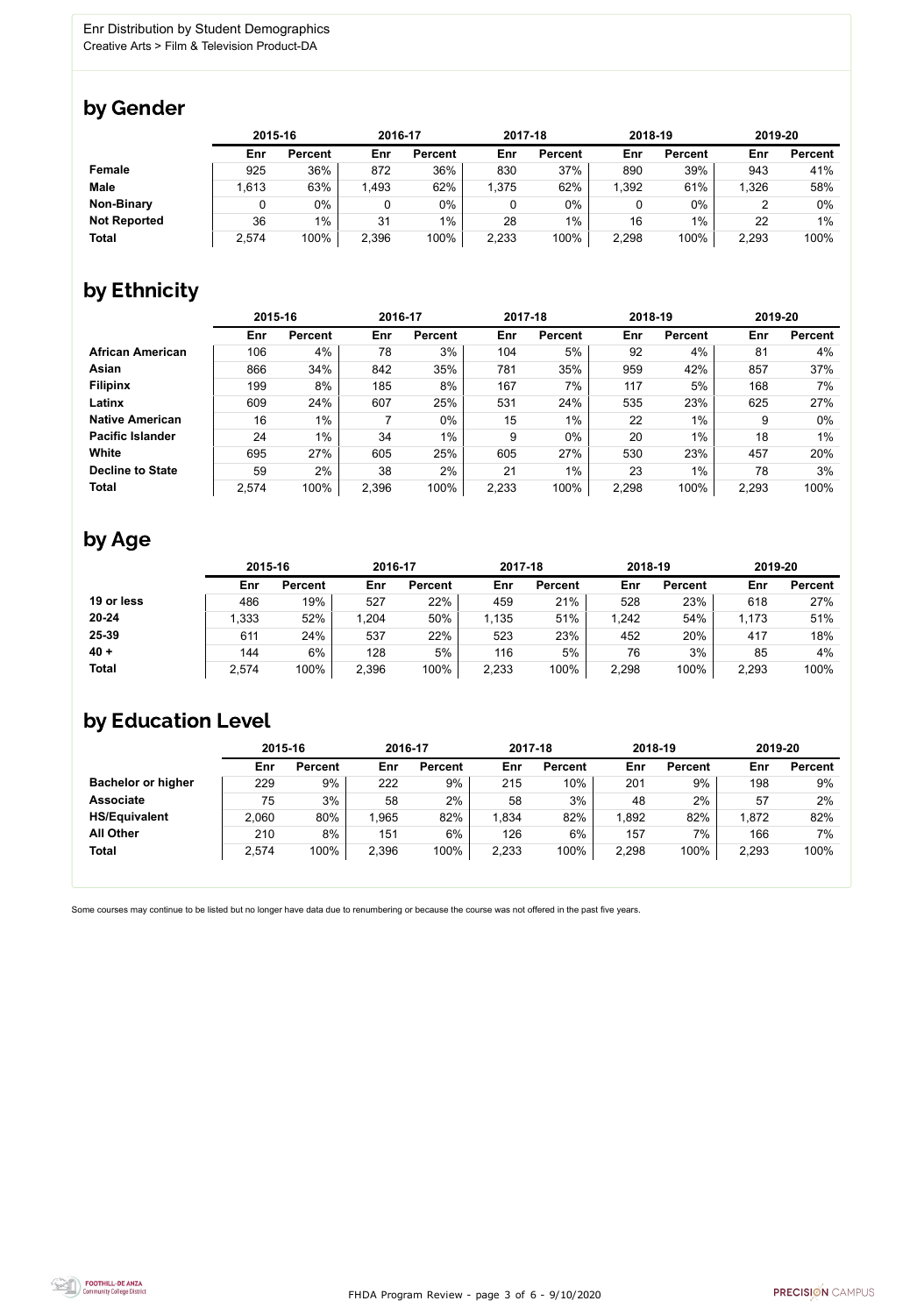Enr Distribution by Student Demographics
Creative Arts > Film & Television Product-DA

## by Gender

| | 2015-16 | | 2016-17 | | 2017-18 | | 2018-19 | | 2019-20 | |
|---|---|---|---|---|---|---|---|---|---|---|
| | Enr | Percent | Enr | Percent | Enr | Percent | Enr | Percent | Enr | Percent |
| **Female** | 925 | 36% | 872 | 36% | 830 | 37% | 890 | 39% | 943 | 41% |
| **Male** | 1,613 | 63% | 1,493 | 62% | 1,375 | 62% | 1,392 | 61% | 1,326 | 58% |
| **Non-Binary** | 0 | 0% | 0 | 0% | 0 | 0% | 0 | 0% | 2 | 0% |
| **Not Reported** | 36 | 1% | 31 | 1% | 28 | 1% | 16 | 1% | 22 | 1% |
| **Total** | 2,574 | 100% | 2,396 | 100% | 2,233 | 100% | 2,298 | 100% | 2,293 | 100% |

## by Ethnicity

| | 2015-16 | | 2016-17 | | 2017-18 | | 2018-19 | | 2019-20 | |
|---|---|---|---|---|---|---|---|---|---|---|
| | Enr | Percent | Enr | Percent | Enr | Percent | Enr | Percent | Enr | Percent |
| **African American** | 106 | 4% | 78 | 3% | 104 | 5% | 92 | 4% | 81 | 4% |
| **Asian** | 866 | 34% | 842 | 35% | 781 | 35% | 959 | 42% | 857 | 37% |
| **Filipinx** | 199 | 8% | 185 | 8% | 167 | 7% | 117 | 5% | 168 | 7% |
| **Latinx** | 609 | 24% | 607 | 25% | 531 | 24% | 535 | 23% | 625 | 27% |
| **Native American** | 16 | 1% | 7 | 0% | 15 | 1% | 22 | 1% | 9 | 0% |
| **Pacific Islander** | 24 | 1% | 34 | 1% | 9 | 0% | 20 | 1% | 18 | 1% |
| **White** | 695 | 27% | 605 | 25% | 605 | 27% | 530 | 23% | 457 | 20% |
| **Decline to State** | 59 | 2% | 38 | 2% | 21 | 1% | 23 | 1% | 78 | 3% |
| **Total** | 2,574 | 100% | 2,396 | 100% | 2,233 | 100% | 2,298 | 100% | 2,293 | 100% |

## by Age

| | 2015-16 | | 2016-17 | | 2017-18 | | 2018-19 | | 2019-20 | |
|---|---|---|---|---|---|---|---|---|---|---|
| | Enr | Percent | Enr | Percent | Enr | Percent | Enr | Percent | Enr | Percent |
| **19 or less** | 486 | 19% | 527 | 22% | 459 | 21% | 528 | 23% | 618 | 27% |
| **20-24** | 1,333 | 52% | 1,204 | 50% | 1,135 | 51% | 1,242 | 54% | 1,173 | 51% |
| **25-39** | 611 | 24% | 537 | 22% | 523 | 23% | 452 | 20% | 417 | 18% |
| **40 +** | 144 | 6% | 128 | 5% | 116 | 5% | 76 | 3% | 85 | 4% |
| **Total** | 2,574 | 100% | 2,396 | 100% | 2,233 | 100% | 2,298 | 100% | 2,293 | 100% |

## by Education Level

| | 2015-16 | | 2016-17 | | 2017-18 | | 2018-19 | | 2019-20 | |
|---|---|---|---|---|---|---|---|---|---|---|
| | Enr | Percent | Enr | Percent | Enr | Percent | Enr | Percent | Enr | Percent |
| **Bachelor or higher** | 229 | 9% | 222 | 9% | 215 | 10% | 201 | 9% | 198 | 9% |
| **Associate** | 75 | 3% | 58 | 2% | 58 | 3% | 48 | 2% | 57 | 2% |
| **HS/Equivalent** | 2,060 | 80% | 1,965 | 82% | 1,834 | 82% | 1,892 | 82% | 1,872 | 82% |
| **All Other** | 210 | 8% | 151 | 6% | 126 | 6% | 157 | 7% | 166 | 7% |
| **Total** | 2,574 | 100% | 2,396 | 100% | 2,233 | 100% | 2,298 | 100% | 2,293 | 100% |

Some courses may continue to be listed but no longer have data due to renumbering or because the course was not offered in the past five years.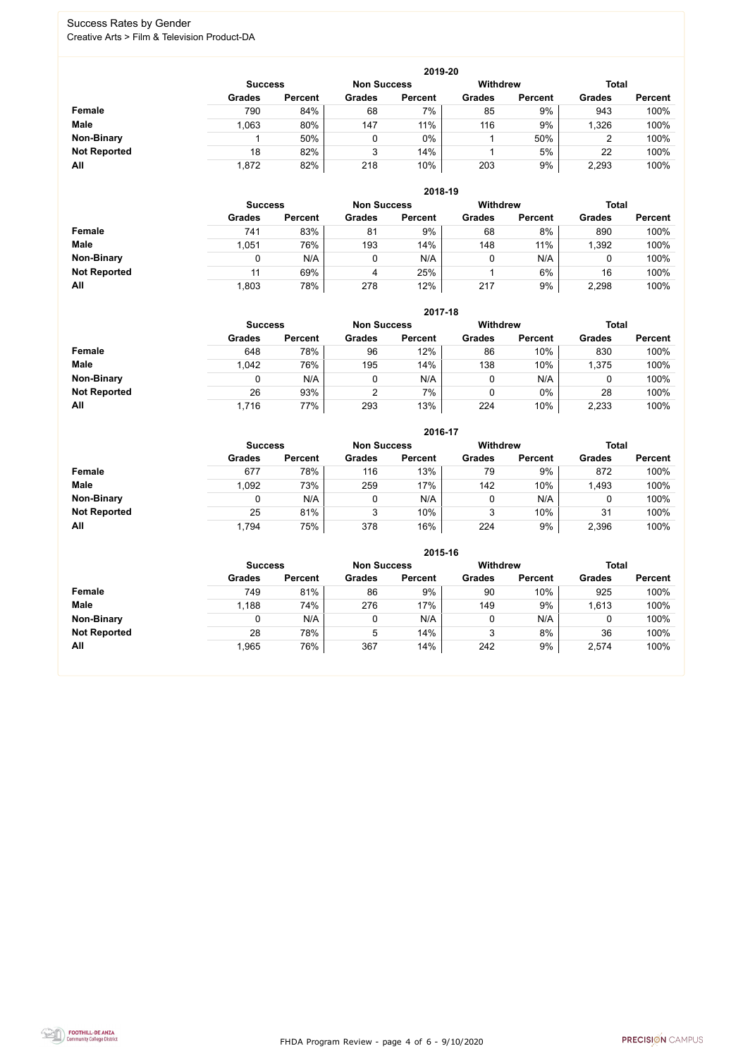# Success Rates by Gender

Creative Arts > Film & Television Product-DA

| 2019-20 | Success | | Non Success | | Withdrew | | Total | |
|---|---|---|---|---|---|---|---|---|
| | Grades | Percent | Grades | Percent | Grades | Percent | Grades | Percent |
| **Female** | 790 | 84% | 68 | 7% | 85 | 9% | 943 | 100% |
| **Male** | 1,063 | 80% | 147 | 11% | 116 | 9% | 1,326 | 100% |
| **Non-Binary** | 1 | 50% | 0 | 0% | 1 | 50% | 2 | 100% |
| **Not Reported** | 18 | 82% | 3 | 14% | 1 | 5% | 22 | 100% |
| **All** | 1,872 | 82% | 218 | 10% | 203 | 9% | 2,293 | 100% |

| 2018-19 | Success | | Non Success | | Withdrew | | Total | |
|---|---|---|---|---|---|---|---|---|
| | Grades | Percent | Grades | Percent | Grades | Percent | Grades | Percent |
| **Female** | 741 | 83% | 81 | 9% | 68 | 8% | 890 | 100% |
| **Male** | 1,051 | 76% | 193 | 14% | 148 | 11% | 1,392 | 100% |
| **Non-Binary** | 0 | N/A | 0 | N/A | 0 | N/A | 0 | 100% |
| **Not Reported** | 11 | 69% | 4 | 25% | 1 | 6% | 16 | 100% |
| **All** | 1,803 | 78% | 278 | 12% | 217 | 9% | 2,298 | 100% |

| 2017-18 | Success | | Non Success | | Withdrew | | Total | |
|---|---|---|---|---|---|---|---|---|
| | Grades | Percent | Grades | Percent | Grades | Percent | Grades | Percent |
| **Female** | 648 | 78% | 96 | 12% | 86 | 10% | 830 | 100% |
| **Male** | 1,042 | 76% | 195 | 14% | 138 | 10% | 1,375 | 100% |
| **Non-Binary** | 0 | N/A | 0 | N/A | 0 | N/A | 0 | 100% |
| **Not Reported** | 26 | 93% | 2 | 7% | 0 | 0% | 28 | 100% |
| **All** | 1,716 | 77% | 293 | 13% | 224 | 10% | 2,233 | 100% |

| 2016-17 | Success | | Non Success | | Withdrew | | Total | |
|---|---|---|---|---|---|---|---|---|
| | Grades | Percent | Grades | Percent | Grades | Percent | Grades | Percent |
| **Female** | 677 | 78% | 116 | 13% | 79 | 9% | 872 | 100% |
| **Male** | 1,092 | 73% | 259 | 17% | 142 | 10% | 1,493 | 100% |
| **Non-Binary** | 0 | N/A | 0 | N/A | 0 | N/A | 0 | 100% |
| **Not Reported** | 25 | 81% | 3 | 10% | 3 | 10% | 31 | 100% |
| **All** | 1,794 | 75% | 378 | 16% | 224 | 9% | 2,396 | 100% |

| 2015-16 | Success | | Non Success | | Withdrew | | Total | |
|---|---|---|---|---|---|---|---|---|
| | Grades | Percent | Grades | Percent | Grades | Percent | Grades | Percent |
| **Female** | 749 | 81% | 86 | 9% | 90 | 10% | 925 | 100% |
| **Male** | 1,188 | 74% | 276 | 17% | 149 | 9% | 1,613 | 100% |
| **Non-Binary** | 0 | N/A | 0 | N/A | 0 | N/A | 0 | 100% |
| **Not Reported** | 28 | 78% | 5 | 14% | 3 | 8% | 36 | 100% |
| **All** | 1,965 | 76% | 367 | 14% | 242 | 9% | 2,574 | 100% |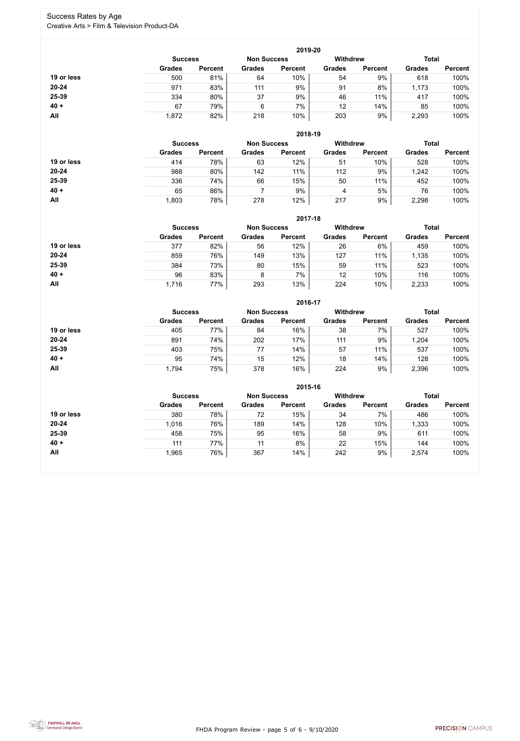Success Rates by Age

Creative Arts > Film & Television Product-DA

| 2019-20 | Success | | Non Success | | Withdrew | | Total | |
|---|---|---|---|---|---|---|---|---|
| | Grades | Percent | Grades | Percent | Grades | Percent | Grades | Percent |
| 19 or less | 500 | 81% | 64 | 10% | 54 | 9% | 618 | 100% |
| 20-24 | 971 | 83% | 111 | 9% | 91 | 8% | 1,173 | 100% |
| 25-39 | 334 | 80% | 37 | 9% | 46 | 11% | 417 | 100% |
| 40 + | 67 | 79% | 6 | 7% | 12 | 14% | 85 | 100% |
| All | 1,872 | 82% | 218 | 10% | 203 | 9% | 2,293 | 100% |

| 2018-19 | Success | | Non Success | | Withdrew | | Total | |
|---|---|---|---|---|---|---|---|---|
| | Grades | Percent | Grades | Percent | Grades | Percent | Grades | Percent |
| 19 or less | 414 | 78% | 63 | 12% | 51 | 10% | 528 | 100% |
| 20-24 | 988 | 80% | 142 | 11% | 112 | 9% | 1,242 | 100% |
| 25-39 | 336 | 74% | 66 | 15% | 50 | 11% | 452 | 100% |
| 40 + | 65 | 86% | 7 | 9% | 4 | 5% | 76 | 100% |
| All | 1,803 | 78% | 278 | 12% | 217 | 9% | 2,298 | 100% |

| 2017-18 | Success | | Non Success | | Withdrew | | Total | |
|---|---|---|---|---|---|---|---|---|
| | Grades | Percent | Grades | Percent | Grades | Percent | Grades | Percent |
| 19 or less | 377 | 82% | 56 | 12% | 26 | 6% | 459 | 100% |
| 20-24 | 859 | 76% | 149 | 13% | 127 | 11% | 1,135 | 100% |
| 25-39 | 384 | 73% | 80 | 15% | 59 | 11% | 523 | 100% |
| 40 + | 96 | 83% | 8 | 7% | 12 | 10% | 116 | 100% |
| All | 1,716 | 77% | 293 | 13% | 224 | 10% | 2,233 | 100% |

| 2016-17 | Success | | Non Success | | Withdrew | | Total | |
|---|---|---|---|---|---|---|---|---|
| | Grades | Percent | Grades | Percent | Grades | Percent | Grades | Percent |
| 19 or less | 405 | 77% | 84 | 16% | 38 | 7% | 527 | 100% |
| 20-24 | 891 | 74% | 202 | 17% | 111 | 9% | 1,204 | 100% |
| 25-39 | 403 | 75% | 77 | 14% | 57 | 11% | 537 | 100% |
| 40 + | 95 | 74% | 15 | 12% | 18 | 14% | 128 | 100% |
| All | 1,794 | 75% | 378 | 16% | 224 | 9% | 2,396 | 100% |

| 2015-16 | Success | | Non Success | | Withdrew | | Total | |
|---|---|---|---|---|---|---|---|---|
| | Grades | Percent | Grades | Percent | Grades | Percent | Grades | Percent |
| 19 or less | 380 | 78% | 72 | 15% | 34 | 7% | 486 | 100% |
| 20-24 | 1,016 | 76% | 189 | 14% | 128 | 10% | 1,333 | 100% |
| 25-39 | 458 | 75% | 95 | 16% | 58 | 9% | 611 | 100% |
| 40 + | 111 | 77% | 11 | 8% | 22 | 15% | 144 | 100% |
| All | 1,965 | 76% | 367 | 14% | 242 | 9% | 2,574 | 100% |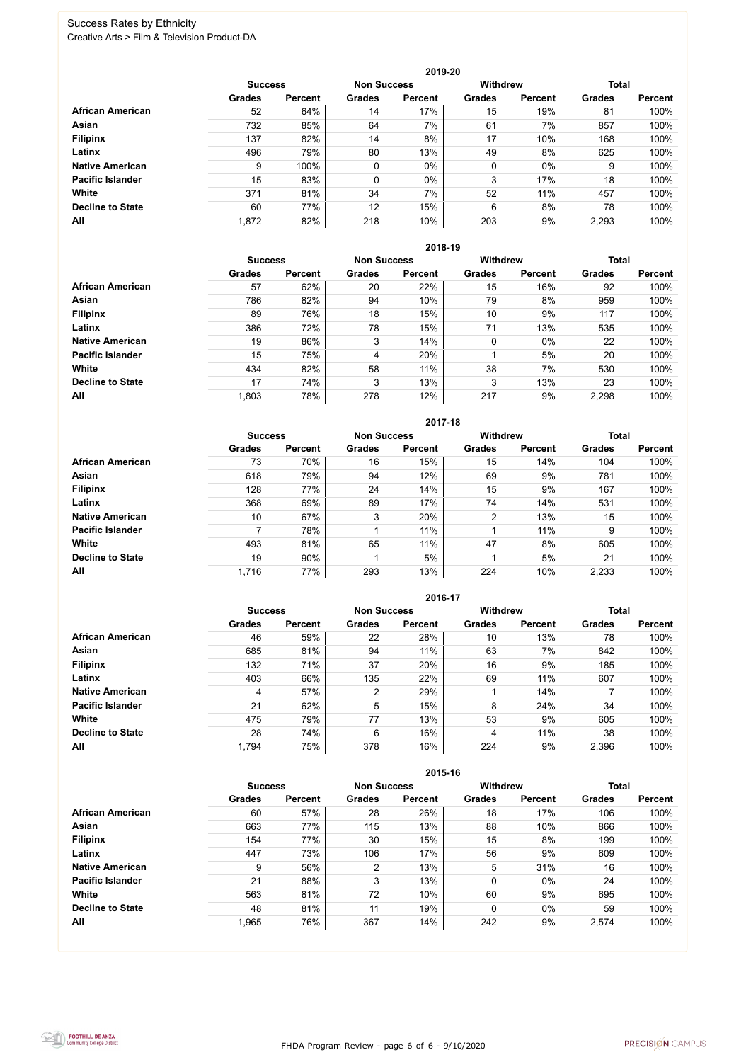## Success Rates by Ethnicity

Creative Arts > Film & Television Product-DA

### 2019-20

| | Success | | Non Success | | Withdrew | | Total | |
|---|---|---|---|---|---|---|---|---|
| | Grades | Percent | Grades | Percent | Grades | Percent | Grades | Percent |
| **African American** | 52 | 64% | 14 | 17% | 15 | 19% | 81 | 100% |
| **Asian** | 732 | 85% | 64 | 7% | 61 | 7% | 857 | 100% |
| **Filipinx** | 137 | 82% | 14 | 8% | 17 | 10% | 168 | 100% |
| **Latinx** | 496 | 79% | 80 | 13% | 49 | 8% | 625 | 100% |
| **Native American** | 9 | 100% | 0 | 0% | 0 | 0% | 9 | 100% |
| **Pacific Islander** | 15 | 83% | 0 | 0% | 3 | 17% | 18 | 100% |
| **White** | 371 | 81% | 34 | 7% | 52 | 11% | 457 | 100% |
| **Decline to State** | 60 | 77% | 12 | 15% | 6 | 8% | 78 | 100% |
| **All** | 1,872 | 82% | 218 | 10% | 203 | 9% | 2,293 | 100% |

### 2018-19

| | Success | | Non Success | | Withdrew | | Total | |
|---|---|---|---|---|---|---|---|---|
| | Grades | Percent | Grades | Percent | Grades | Percent | Grades | Percent |
| **African American** | 57 | 62% | 20 | 22% | 15 | 16% | 92 | 100% |
| **Asian** | 786 | 82% | 94 | 10% | 79 | 8% | 959 | 100% |
| **Filipinx** | 89 | 76% | 18 | 15% | 10 | 9% | 117 | 100% |
| **Latinx** | 386 | 72% | 78 | 15% | 71 | 13% | 535 | 100% |
| **Native American** | 19 | 86% | 3 | 14% | 0 | 0% | 22 | 100% |
| **Pacific Islander** | 15 | 75% | 4 | 20% | 1 | 5% | 20 | 100% |
| **White** | 434 | 82% | 58 | 11% | 38 | 7% | 530 | 100% |
| **Decline to State** | 17 | 74% | 3 | 13% | 3 | 13% | 23 | 100% |
| **All** | 1,803 | 78% | 278 | 12% | 217 | 9% | 2,298 | 100% |

### 2017-18

| | Success | | Non Success | | Withdrew | | Total | |
|---|---|---|---|---|---|---|---|---|
| | Grades | Percent | Grades | Percent | Grades | Percent | Grades | Percent |
| **African American** | 73 | 70% | 16 | 15% | 15 | 14% | 104 | 100% |
| **Asian** | 618 | 79% | 94 | 12% | 69 | 9% | 781 | 100% |
| **Filipinx** | 128 | 77% | 24 | 14% | 15 | 9% | 167 | 100% |
| **Latinx** | 368 | 69% | 89 | 17% | 74 | 14% | 531 | 100% |
| **Native American** | 10 | 67% | 3 | 20% | 2 | 13% | 15 | 100% |
| **Pacific Islander** | 7 | 78% | 1 | 11% | 1 | 11% | 9 | 100% |
| **White** | 493 | 81% | 65 | 11% | 47 | 8% | 605 | 100% |
| **Decline to State** | 19 | 90% | 1 | 5% | 1 | 5% | 21 | 100% |
| **All** | 1,716 | 77% | 293 | 13% | 224 | 10% | 2,233 | 100% |

### 2016-17

| | Success | | Non Success | | Withdrew | | Total | |
|---|---|---|---|---|---|---|---|---|
| | Grades | Percent | Grades | Percent | Grades | Percent | Grades | Percent |
| **African American** | 46 | 59% | 22 | 28% | 10 | 13% | 78 | 100% |
| **Asian** | 685 | 81% | 94 | 11% | 63 | 7% | 842 | 100% |
| **Filipinx** | 132 | 71% | 37 | 20% | 16 | 9% | 185 | 100% |
| **Latinx** | 403 | 66% | 135 | 22% | 69 | 11% | 607 | 100% |
| **Native American** | 4 | 57% | 2 | 29% | 1 | 14% | 7 | 100% |
| **Pacific Islander** | 21 | 62% | 5 | 15% | 8 | 24% | 34 | 100% |
| **White** | 475 | 79% | 77 | 13% | 53 | 9% | 605 | 100% |
| **Decline to State** | 28 | 74% | 6 | 16% | 4 | 11% | 38 | 100% |
| **All** | 1,794 | 75% | 378 | 16% | 224 | 9% | 2,396 | 100% |

### 2015-16

| | Success | | Non Success | | Withdrew | | Total | |
|---|---|---|---|---|---|---|---|---|
| | Grades | Percent | Grades | Percent | Grades | Percent | Grades | Percent |
| **African American** | 60 | 57% | 28 | 26% | 18 | 17% | 106 | 100% |
| **Asian** | 663 | 77% | 115 | 13% | 88 | 10% | 866 | 100% |
| **Filipinx** | 154 | 77% | 30 | 15% | 15 | 8% | 199 | 100% |
| **Latinx** | 447 | 73% | 106 | 17% | 56 | 9% | 609 | 100% |
| **Native American** | 9 | 56% | 2 | 13% | 5 | 31% | 16 | 100% |
| **Pacific Islander** | 21 | 88% | 3 | 13% | 0 | 0% | 24 | 100% |
| **White** | 563 | 81% | 72 | 10% | 60 | 9% | 695 | 100% |
| **Decline to State** | 48 | 81% | 11 | 19% | 0 | 0% | 59 | 100% |
| **All** | 1,965 | 76% | 367 | 14% | 242 | 9% | 2,574 | 100% |